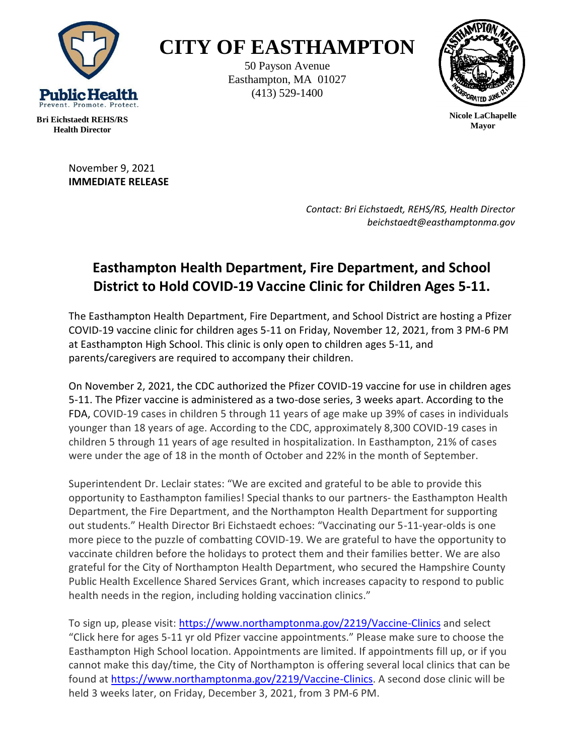**Bri Eichstaedt REHS/RS**
**Health Director**

# CITY OF EASTHAMPTON

50 Payson Avenue
Easthampton, MA 01027
(413) 529-1400

**Nicole LaChapelle**
**Mayor**

November 9, 2021
**IMMEDIATE RELEASE**

*Contact: Bri Eichstaedt, REHS/RS, Health Director*
*beichstaedt@easthamptonma.gov*

## Easthampton Health Department, Fire Department, and School District to Hold COVID-19 Vaccine Clinic for Children Ages 5-11.

The Easthampton Health Department, Fire Department, and School District are hosting a Pfizer COVID-19 vaccine clinic for children ages 5-11 on Friday, November 12, 2021, from 3 PM-6 PM at Easthampton High School. This clinic is only open to children ages 5-11, and parents/caregivers are required to accompany their children.

On November 2, 2021, the CDC authorized the Pfizer COVID-19 vaccine for use in children ages 5-11. The Pfizer vaccine is administered as a two-dose series, 3 weeks apart. According to the FDA, COVID-19 cases in children 5 through 11 years of age make up 39% of cases in individuals younger than 18 years of age. According to the CDC, approximately 8,300 COVID-19 cases in children 5 through 11 years of age resulted in hospitalization. In Easthampton, 21% of cases were under the age of 18 in the month of October and 22% in the month of September.

Superintendent Dr. Leclair states: "We are excited and grateful to be able to provide this opportunity to Easthampton families! Special thanks to our partners- the Easthampton Health Department, the Fire Department, and the Northampton Health Department for supporting out students." Health Director Bri Eichstaedt echoes: "Vaccinating our 5-11-year-olds is one more piece to the puzzle of combatting COVID-19. We are grateful to have the opportunity to vaccinate children before the holidays to protect them and their families better. We are also grateful for the City of Northampton Health Department, who secured the Hampshire County Public Health Excellence Shared Services Grant, which increases capacity to respond to public health needs in the region, including holding vaccination clinics."

To sign up, please visit: [https://www.northamptonma.gov/2219/Vaccine-Clinics](https://www.northamptonma.gov/2219/Vaccine-Clinics) and select "Click here for ages 5-11 yr old Pfizer vaccine appointments." Please make sure to choose the Easthampton High School location. Appointments are limited. If appointments fill up, or if you cannot make this day/time, the City of Northampton is offering several local clinics that can be found at [https://www.northamptonma.gov/2219/Vaccine-Clinics](https://www.northamptonma.gov/2219/Vaccine-Clinics). A second dose clinic will be held 3 weeks later, on Friday, December 3, 2021, from 3 PM-6 PM.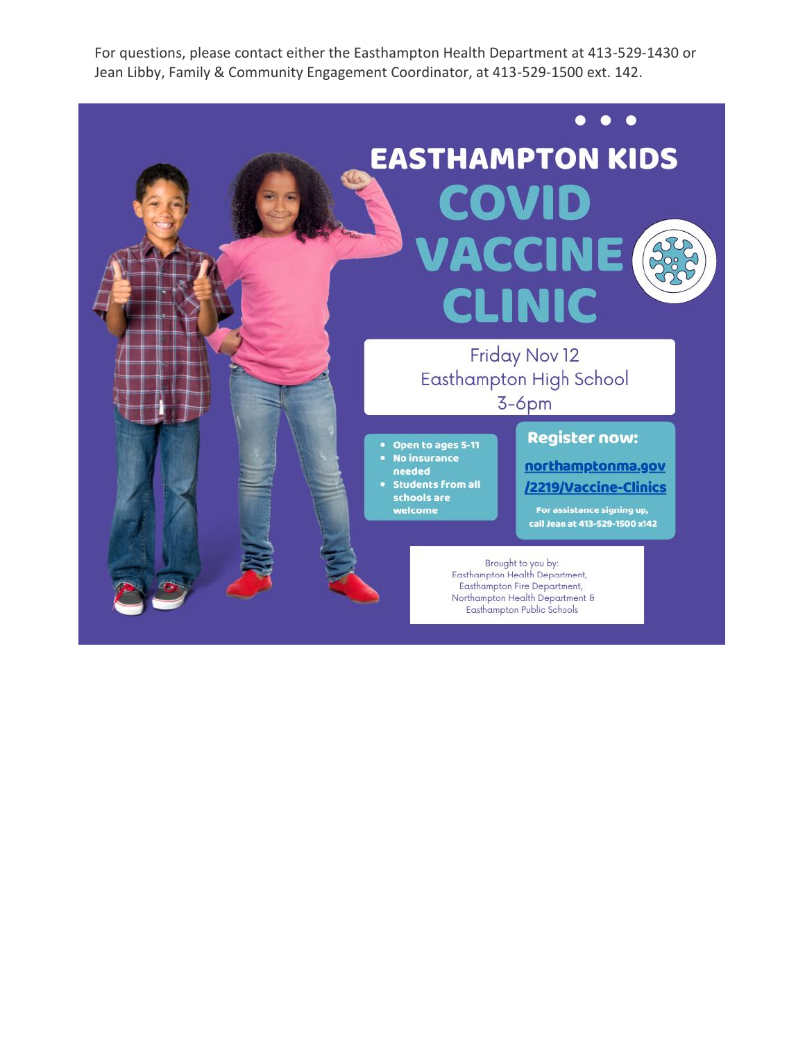For questions, please contact either the Easthampton Health Department at 413-529-1430 or Jean Libby, Family & Community Engagement Coordinator, at 413-529-1500 ext. 142.

# EASTHAMPTON KIDS COVID VACCINE CLINIC

Friday Nov 12
Easthampton High School
3-6pm

- Open to ages 5-11
- No insurance needed
- Students from all schools are welcome

**Register now:**

northamptonma.gov/2219/Vaccine-Clinics

For assistance signing up, call Jean at 413-529-1500 x142

Brought to you by:
Easthampton Health Department,
Easthampton Fire Department,
Northampton Health Department &
Easthampton Public Schools